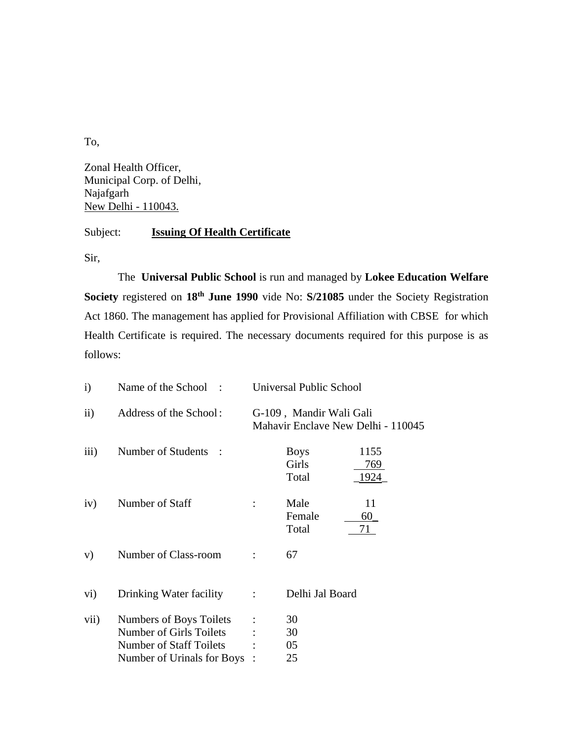To,

Zonal Health Officer,
Municipal Corp. of Delhi,
Najafgarh
New Delhi - 110043.

Subject: **Issuing Of Health Certificate**

Sir,

The **Universal Public School** is run and managed by **Lokee Education Welfare Society** registered on **18th June 1990** vide No: **S/21085** under the Society Registration Act 1860. The management has applied for Provisional Affiliation with CBSE for which Health Certificate is required. The necessary documents required for this purpose is as follows:

i) Name of the School : Universal Public School

ii) Address of the School : G-109 , Mandir Wali Gali
Mahavir Enclave New Delhi - 110045

iii) Number of Students :

| | |
|---|---|
| Boys | 1155 |
| Girls | 769 |
| Total | 1924 |

iv) Number of Staff :

| | |
|---|---|
| Male | 11 |
| Female | 60 |
| Total | 71 |

v) Number of Class-room : 67

vi) Drinking Water facility : Delhi Jal Board

vii) Numbers of Boys Toilets : 30
Number of Girls Toilets : 30
Number of Staff Toilets : 05
Number of Urinals for Boys : 25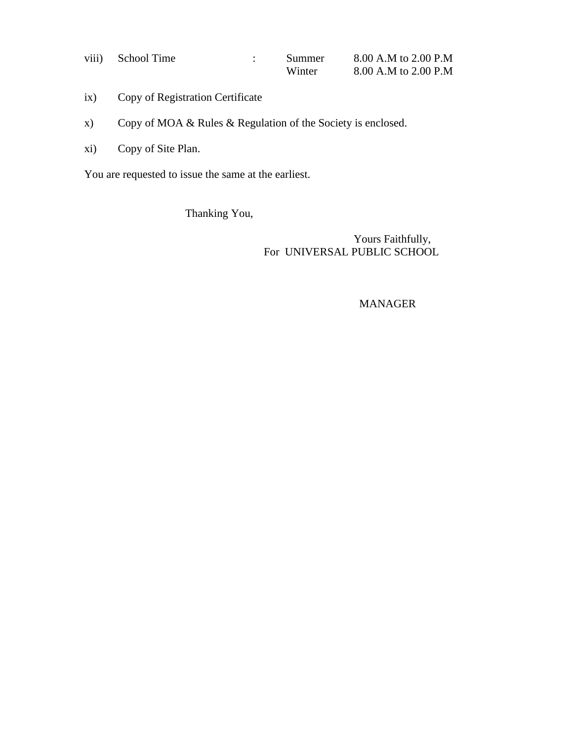viii) School Time : Summer 8.00 A.M to 2.00 P.M
Winter 8.00 A.M to 2.00 P.M

ix) Copy of Registration Certificate

x) Copy of MOA & Rules & Regulation of the Society is enclosed.

xi) Copy of Site Plan.

You are requested to issue the same at the earliest.

Thanking You,

Yours Faithfully,
For UNIVERSAL PUBLIC SCHOOL

MANAGER